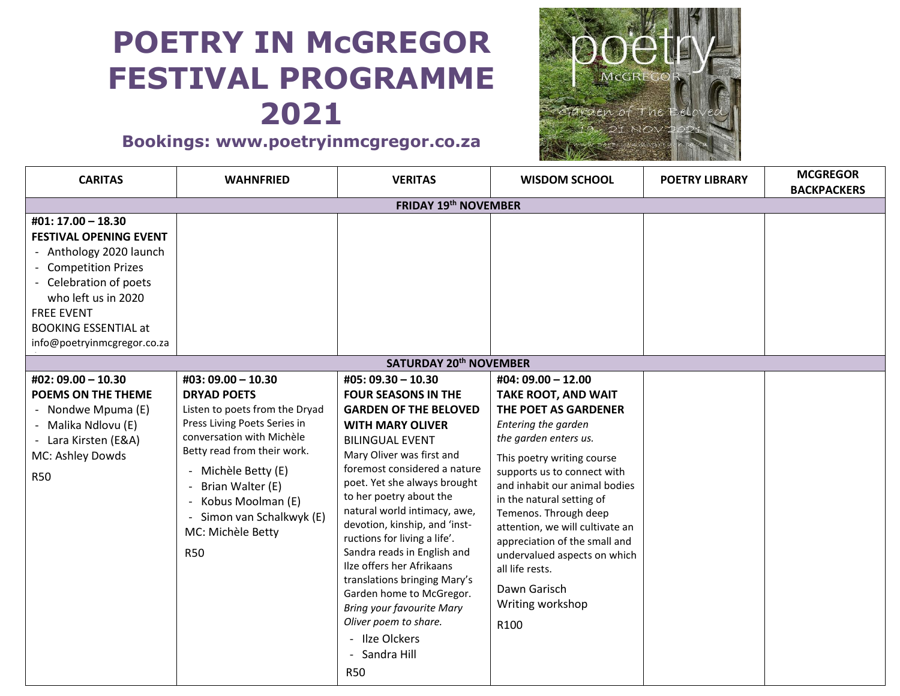# POETRY IN McGREGOR FESTIVAL PROGRAMME 2021

**Bookings: www.poetryinmcgregor.co.za**

| CARITAS | WAHNFRIED | VERITAS | WISDOM SCHOOL | POETRY LIBRARY | MCGREGOR BACKPACKERS |
|---|---|---|---|---|---|
| **FRIDAY 19th NOVEMBER** | | | | | |
| **#01: 17.00 – 18.30**<br>**FESTIVAL OPENING EVENT**<br>- Anthology 2020 launch<br>- Competition Prizes<br>- Celebration of poets who left us in 2020<br>FREE EVENT<br>BOOKING ESSENTIAL at info@poetryinmcgregor.co.za | | | | | |
| **SATURDAY 20th NOVEMBER** | | | | | |
| **#02: 09.00 – 10.30**<br>**POEMS ON THE THEME**<br>- Nondwe Mpuma (E)<br>- Malika Ndlovu (E)<br>- Lara Kirsten (E&A)<br>MC: Ashley Dowds<br>R50 | **#03: 09.00 – 10.30**<br>**DRYAD POETS**<br>Listen to poets from the Dryad Press Living Poets Series in conversation with Michèle Betty read from their work.<br>- Michèle Betty (E)<br>- Brian Walter (E)<br>- Kobus Moolman (E)<br>- Simon van Schalkwyk (E)<br>MC: Michèle Betty<br>R50 | **#05: 09.30 – 10.30**<br>**FOUR SEASONS IN THE GARDEN OF THE BELOVED WITH MARY OLIVER**<br>BILINGUAL EVENT<br>Mary Oliver was first and foremost considered a nature poet. Yet she always brought to her poetry about the natural world intimacy, awe, devotion, kinship, and 'inst-ructions for living a life'. Sandra reads in English and Ilze offers her Afrikaans translations bringing Mary's Garden home to McGregor. *Bring your favourite Mary Oliver poem to share.*<br>- Ilze Olckers<br>- Sandra Hill<br>R50 | **#04: 09.00 – 12.00**<br>**TAKE ROOT, AND WAIT THE POET AS GARDENER**<br>*Entering the garden the garden enters us.*<br>This poetry writing course supports us to connect with and inhabit our animal bodies in the natural setting of Temenos. Through deep attention, we will cultivate an appreciation of the small and undervalued aspects on which all life rests.<br>Dawn Garisch<br>Writing workshop<br>R100 | | |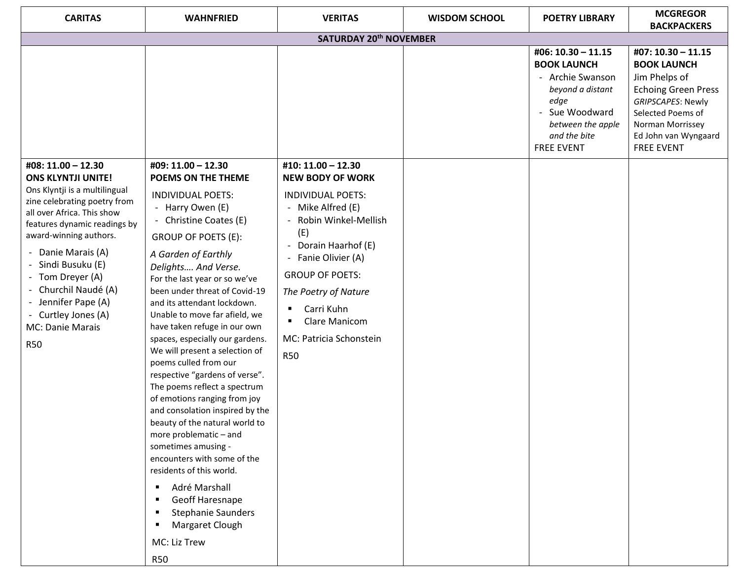| CARITAS | WAHNFRIED | VERITAS | WISDOM SCHOOL | POETRY LIBRARY | MCGREGOR BACKPACKERS |
|---|---|---|---|---|---|
| **SATURDAY 20th NOVEMBER** | | | | | |
| | | | | **#06: 10.30 – 11.15**<br>**BOOK LAUNCH**<br>- Archie Swanson *beyond a distant edge*<br>- Sue Woodward *between the apple and the bite*<br>FREE EVENT | **#07: 10.30 – 11.15**<br>**BOOK LAUNCH**<br>Jim Phelps of Echoing Green Press<br>*GRIPSCAPES*: Newly Selected Poems of Norman Morrissey<br>Ed John van Wyngaard<br>FREE EVENT |
| **#08: 11.00 – 12.30**<br>**ONS KLYNTJI UNITE!**<br>Ons Klyntji is a multilingual zine celebrating poetry from all over Africa. This show features dynamic readings by award-winning authors.<br>- Danie Marais (A)<br>- Sindi Busuku (E)<br>- Tom Dreyer (A)<br>- Churchil Naudé (A)<br>- Jennifer Pape (A)<br>- Curtley Jones (A)<br>MC: Danie Marais<br>R50 | **#09: 11.00 – 12.30**<br>**POEMS ON THE THEME**<br>INDIVIDUAL POETS:<br>- Harry Owen (E)<br>- Christine Coates (E)<br>GROUP OF POETS (E):<br>*A Garden of Earthly Delights…. And Verse.*<br>For the last year or so we've been under threat of Covid-19 and its attendant lockdown. Unable to move far afield, we have taken refuge in our own spaces, especially our gardens. We will present a selection of poems culled from our respective "gardens of verse". The poems reflect a spectrum of emotions ranging from joy and consolation inspired by the beauty of the natural world to more problematic – and sometimes amusing - encounters with some of the residents of this world.<br>▪ Adré Marshall<br>▪ Geoff Haresnape<br>▪ Stephanie Saunders<br>▪ Margaret Clough<br>MC: Liz Trew<br>R50 | **#10: 11.00 – 12.30**<br>**NEW BODY OF WORK**<br>INDIVIDUAL POETS:<br>- Mike Alfred (E)<br>- Robin Winkel-Mellish (E)<br>- Dorain Haarhof (E)<br>- Fanie Olivier (A)<br>GROUP OF POETS:<br>*The Poetry of Nature*<br>▪ Carri Kuhn<br>▪ Clare Manicom<br>MC: Patricia Schonstein<br>R50 | | | |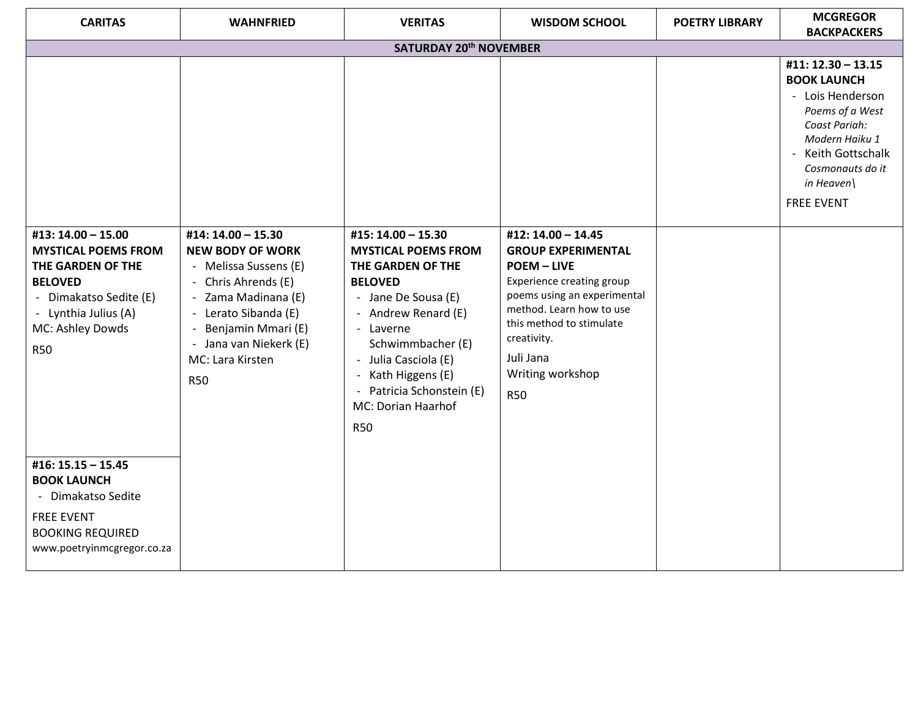| CARITAS | WAHNFRIED | VERITAS | WISDOM SCHOOL | POETRY LIBRARY | MCGREGOR BACKPACKERS |
|---|---|---|---|---|---|
| **SATURDAY 20th NOVEMBER** | | | | | |
| | | | | | **#11: 12.30 – 13.15**<br>**BOOK LAUNCH**<br>- Lois Henderson *Poems of a West Coast Pariah: Modern Haiku 1*<br>- Keith Gottschalk *Cosmonauts do it in Heaven\\*<br><br>FREE EVENT |
| **#13: 14.00 – 15.00**<br>**MYSTICAL POEMS FROM THE GARDEN OF THE BELOVED**<br>- Dimakatso Sedite (E)<br>- Lynthia Julius (A)<br>MC: Ashley Dowds<br><br>R50 | **#14: 14.00 – 15.30**<br>**NEW BODY OF WORK**<br>- Melissa Sussens (E)<br>- Chris Ahrends (E)<br>- Zama Madinana (E)<br>- Lerato Sibanda (E)<br>- Benjamin Mmari (E)<br>- Jana van Niekerk (E)<br>MC: Lara Kirsten<br><br>R50 | **#15: 14.00 – 15.30**<br>**MYSTICAL POEMS FROM THE GARDEN OF THE BELOVED**<br>- Jane De Sousa (E)<br>- Andrew Renard (E)<br>- Laverne Schwimmbacher (E)<br>- Julia Casciola (E)<br>- Kath Higgens (E)<br>- Patricia Schonstein (E)<br>MC: Dorian Haarhof<br><br>R50 | **#12: 14.00 – 14.45**<br>**GROUP EXPERIMENTAL POEM – LIVE**<br>Experience creating group poems using an experimental method. Learn how to use this method to stimulate creativity.<br>Juli Jana<br>Writing workshop<br><br>R50 | | |
| **#16: 15.15 – 15.45**<br>**BOOK LAUNCH**<br>- Dimakatso Sedite<br><br>FREE EVENT<br>BOOKING REQUIRED<br>www.poetryinmcgregor.co.za | | | | | |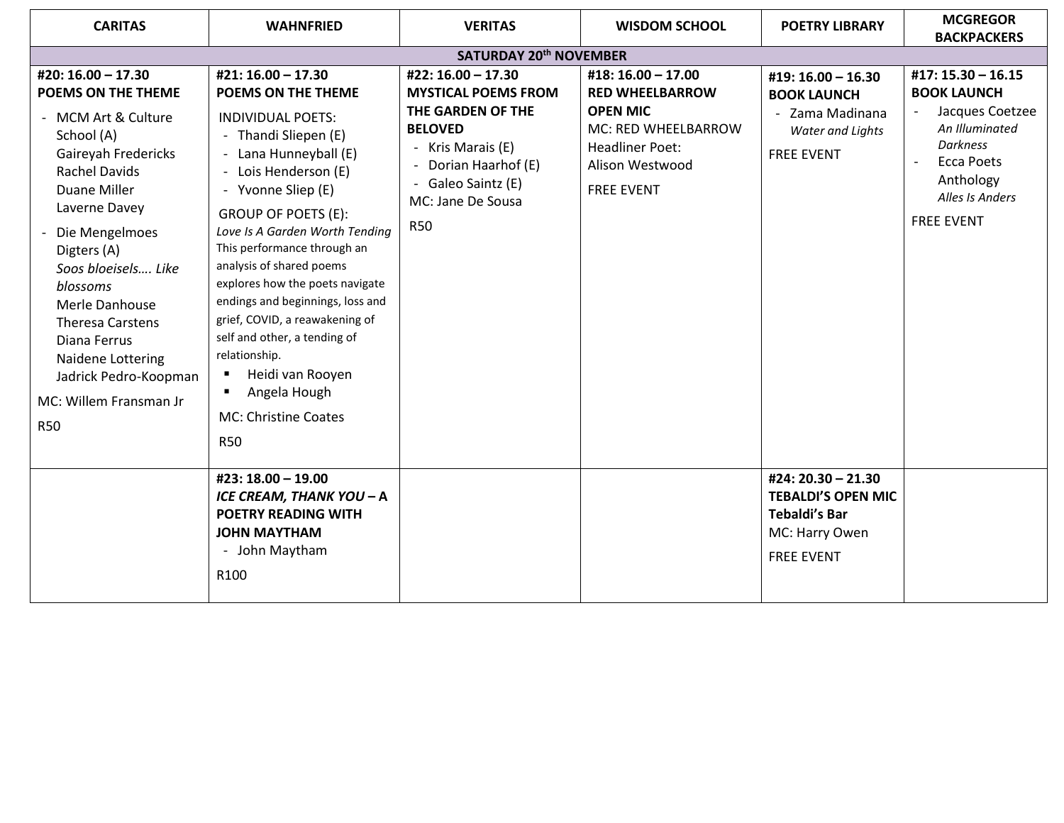| CARITAS | WAHNFRIED | VERITAS | WISDOM SCHOOL | POETRY LIBRARY | MCGREGOR BACKPACKERS |
|---|---|---|---|---|---|
| **SATURDAY 20th NOVEMBER** | | | | | |
| **#20: 16.00 – 17.30**<br>**POEMS ON THE THEME**<br>- MCM Art & Culture School (A)<br>Gaireyah Fredericks<br>Rachel Davids<br>Duane Miller<br>Laverne Davey<br>- Die Mengelmoes Digters (A)<br>*Soos bloeisels…. Like blossoms*<br>Merle Danhouse<br>Theresa Carstens<br>Diana Ferrus<br>Naidene Lottering<br>Jadrick Pedro-Koopman<br>MC: Willem Fransman Jr<br>R50 | **#21: 16.00 – 17.30**<br>**POEMS ON THE THEME**<br>INDIVIDUAL POETS:<br>- Thandi Sliepen (E)<br>- Lana Hunneyball (E)<br>- Lois Henderson (E)<br>- Yvonne Sliep (E)<br>GROUP OF POETS (E):<br>*Love Is A Garden Worth Tending*<br>This performance through an analysis of shared poems explores how the poets navigate endings and beginnings, loss and grief, COVID, a reawakening of self and other, a tending of relationship.<br>▪ Heidi van Rooyen<br>▪ Angela Hough<br>MC: Christine Coates<br>R50 | **#22: 16.00 – 17.30**<br>**MYSTICAL POEMS FROM THE GARDEN OF THE BELOVED**<br>- Kris Marais (E)<br>- Dorian Haarhof (E)<br>- Galeo Saintz (E)<br>MC: Jane De Sousa<br>R50 | **#18: 16.00 – 17.00**<br>**RED WHEELBARROW OPEN MIC**<br>MC: RED WHEELBARROW<br>Headliner Poet:<br>Alison Westwood<br>FREE EVENT | **#19: 16.00 – 16.30**<br>**BOOK LAUNCH**<br>- Zama Madinana<br>*Water and Lights*<br>FREE EVENT | **#17: 15.30 – 16.15**<br>**BOOK LAUNCH**<br>- Jacques Coetzee<br>*An Illuminated Darkness*<br>- Ecca Poets Anthology<br>*Alles Is Anders*<br>FREE EVENT |
| | **#23: 18.00 – 19.00**<br>***ICE CREAM, THANK YOU* – A POETRY READING WITH JOHN MAYTHAM**<br>- John Maytham<br>R100 | | | **#24: 20.30 – 21.30**<br>**TEBALDI'S OPEN MIC**<br>**Tebaldi's Bar**<br>MC: Harry Owen<br>FREE EVENT | |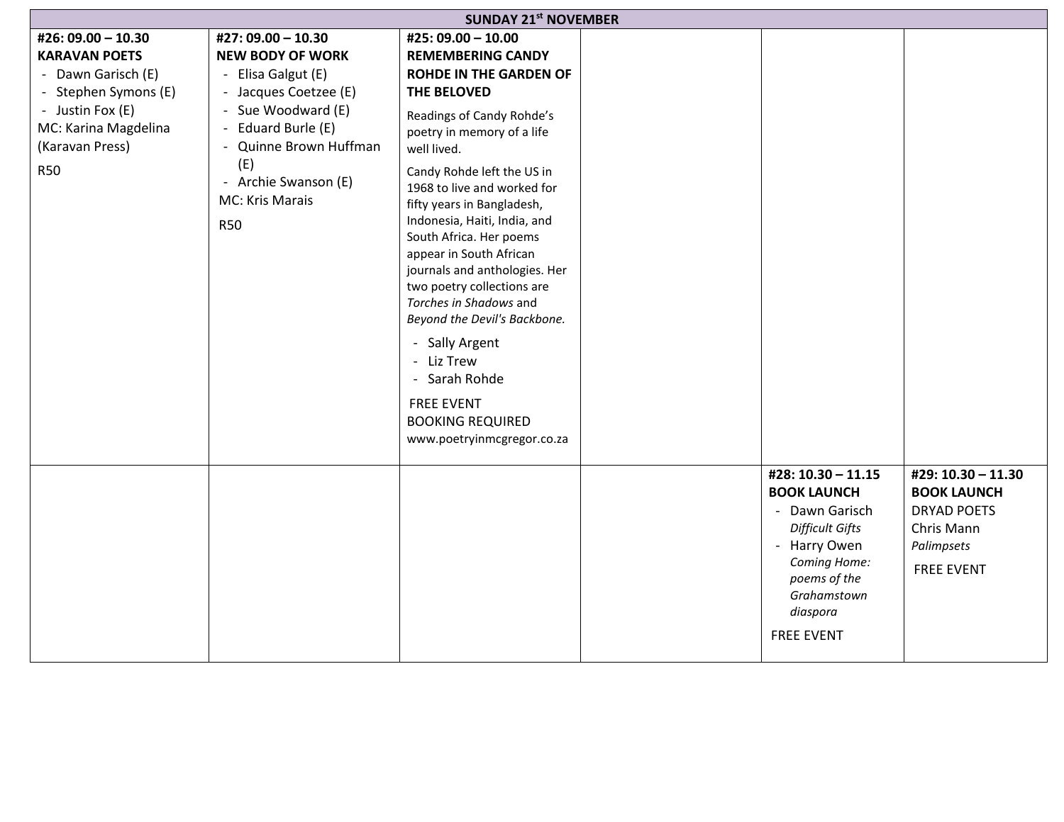| SUNDAY 21st NOVEMBER | | | | | |
|---|---|---|---|---|---|
| **#26: 09.00 – 10.30**<br>**KARAVAN POETS**<br>- Dawn Garisch (E)<br>- Stephen Symons (E)<br>- Justin Fox (E)<br>MC: Karina Magdelina (Karavan Press)<br><br>R50 | **#27: 09.00 – 10.30**<br>**NEW BODY OF WORK**<br>- Elisa Galgut (E)<br>- Jacques Coetzee (E)<br>- Sue Woodward (E)<br>- Eduard Burle (E)<br>- Quinne Brown Huffman (E)<br>- Archie Swanson (E)<br>MC: Kris Marais<br><br>R50 | **#25: 09.00 – 10.00**<br>**REMEMBERING CANDY ROHDE IN THE GARDEN OF THE BELOVED**<br><br>Readings of Candy Rohde's poetry in memory of a life well lived.<br><br>Candy Rohde left the US in 1968 to live and worked for fifty years in Bangladesh, Indonesia, Haiti, India, and South Africa. Her poems appear in South African journals and anthologies. Her two poetry collections are *Torches in Shadows* and *Beyond the Devil's Backbone.*<br><br>- Sally Argent<br>- Liz Trew<br>- Sarah Rohde<br><br>FREE EVENT<br>BOOKING REQUIRED<br>www.poetryinmcgregor.co.za | | | |
| | | | | **#28: 10.30 – 11.15**<br>**BOOK LAUNCH**<br>- Dawn Garisch<br>*Difficult Gifts*<br>- Harry Owen<br>*Coming Home: poems of the Grahamstown diaspora*<br><br>FREE EVENT | **#29: 10.30 – 11.30**<br>**BOOK LAUNCH**<br>DRYAD POETS<br>Chris Mann<br>*Palimpsets*<br><br>FREE EVENT |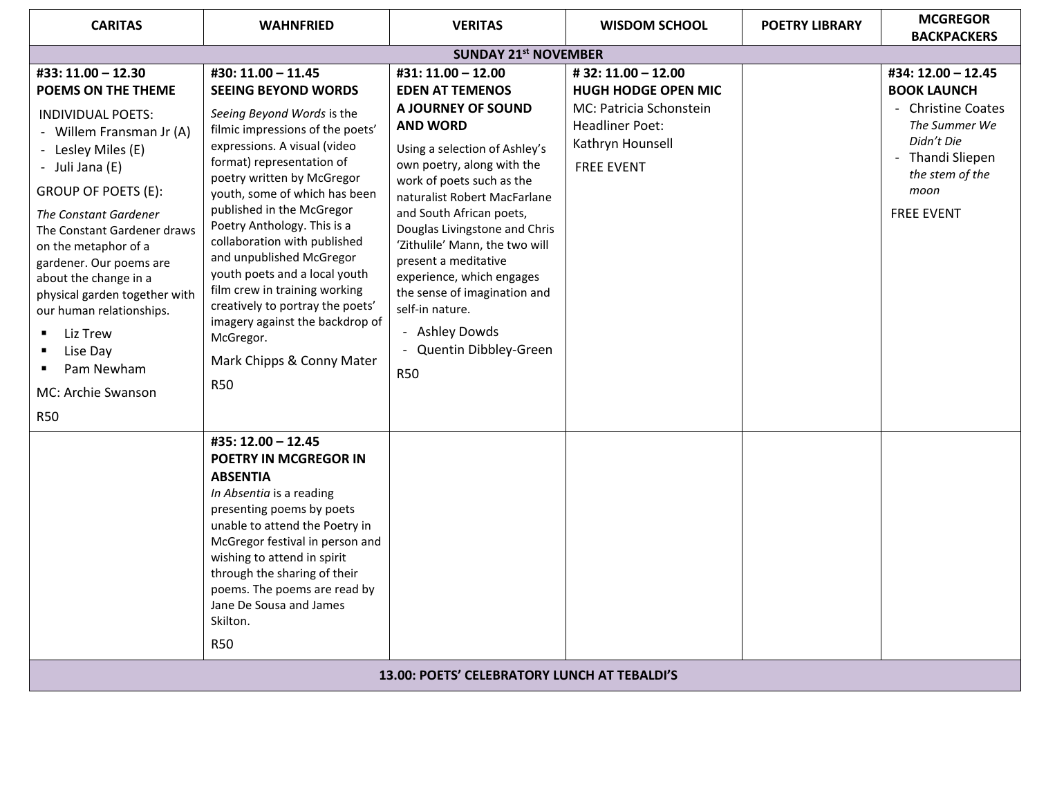| CARITAS | WAHNFRIED | VERITAS | WISDOM SCHOOL | POETRY LIBRARY | MCGREGOR BACKPACKERS |
|---|---|---|---|---|---|
| **SUNDAY 21st NOVEMBER** | | | | | |
| **#33: 11.00 – 12.30**<br>**POEMS ON THE THEME**<br>INDIVIDUAL POETS:<br>- Willem Fransman Jr (A)<br>- Lesley Miles (E)<br>- Juli Jana (E)<br>GROUP OF POETS (E):<br>*The Constant Gardener*<br>The Constant Gardener draws on the metaphor of a gardener. Our poems are about the change in a physical garden together with our human relationships.<br>▪ Liz Trew<br>▪ Lise Day<br>▪ Pam Newham<br>MC: Archie Swanson<br>R50 | **#30: 11.00 – 11.45**<br>**SEEING BEYOND WORDS**<br>*Seeing Beyond Words* is the filmic impressions of the poets' expressions. A visual (video format) representation of poetry written by McGregor youth, some of which has been published in the McGregor Poetry Anthology. This is a collaboration with published and unpublished McGregor youth poets and a local youth film crew in training working creatively to portray the poets' imagery against the backdrop of McGregor.<br>Mark Chipps & Conny Mater<br>R50 | **#31: 11.00 – 12.00**<br>**EDEN AT TEMENOS**<br>**A JOURNEY OF SOUND AND WORD**<br>Using a selection of Ashley's own poetry, along with the work of poets such as the naturalist Robert MacFarlane and South African poets, Douglas Livingstone and Chris 'Zithulile' Mann, the two will present a meditative experience, which engages the sense of imagination and self-in nature.<br>- Ashley Dowds<br>- Quentin Dibbley-Green<br>R50 | **# 32: 11.00 – 12.00**<br>**HUGH HODGE OPEN MIC**<br>MC: Patricia Schonstein<br>Headliner Poet:<br>Kathryn Hounsell<br>FREE EVENT | | **#34: 12.00 – 12.45**<br>**BOOK LAUNCH**<br>- Christine Coates *The Summer We Didn't Die*<br>- Thandi Sliepen *the stem of the moon*<br>FREE EVENT |
| | **#35: 12.00 – 12.45**<br>**POETRY IN MCGREGOR IN ABSENTIA**<br>*In Absentia* is a reading presenting poems by poets unable to attend the Poetry in McGregor festival in person and wishing to attend in spirit through the sharing of their poems. The poems are read by Jane De Sousa and James Skilton.<br>R50 | | | | |
| **13.00: POETS' CELEBRATORY LUNCH AT TEBALDI'S** | | | | | |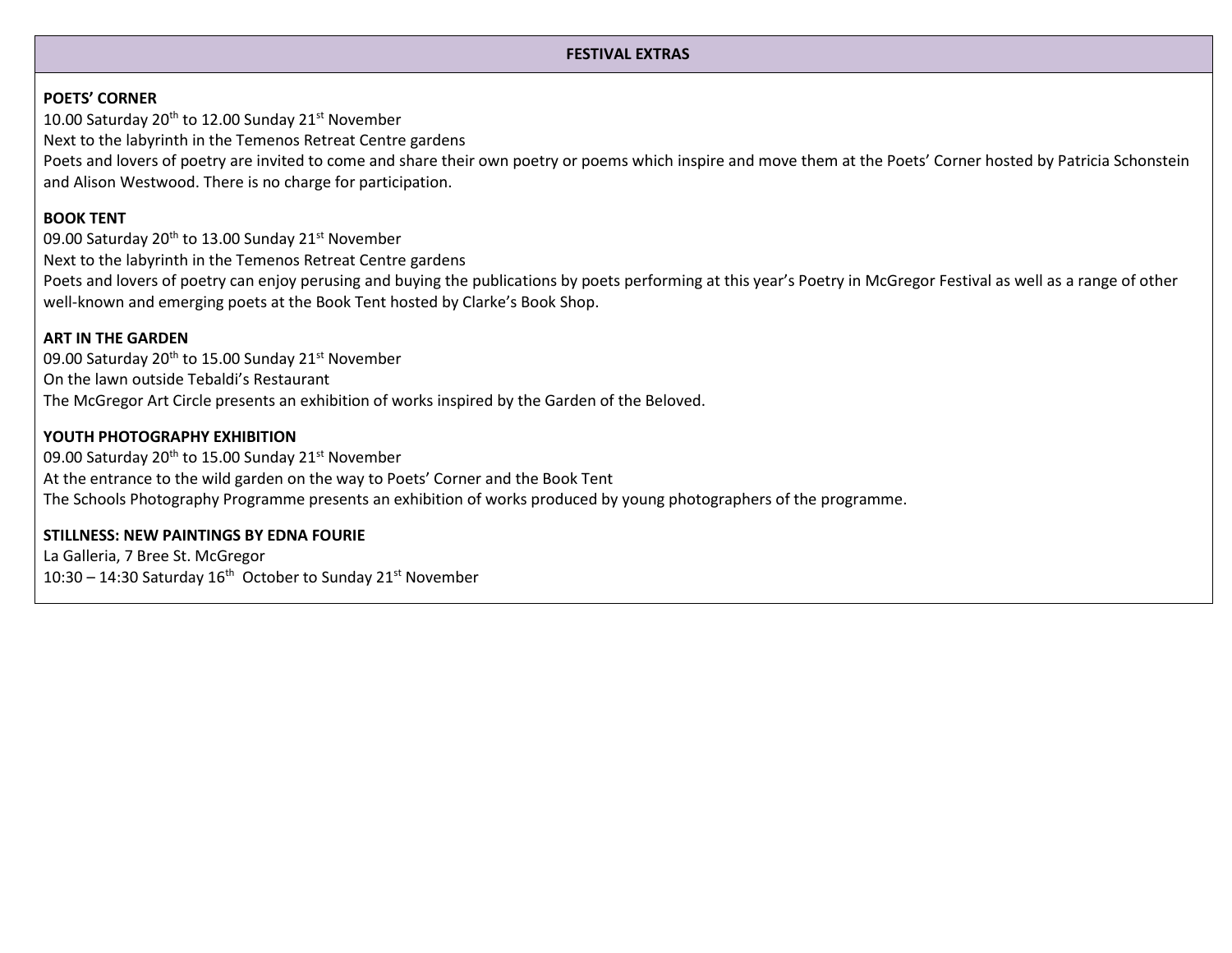## FESTIVAL EXTRAS

**POETS' CORNER**
10.00 Saturday 20th to 12.00 Sunday 21st November
Next to the labyrinth in the Temenos Retreat Centre gardens
Poets and lovers of poetry are invited to come and share their own poetry or poems which inspire and move them at the Poets' Corner hosted by Patricia Schonstein and Alison Westwood. There is no charge for participation.

**BOOK TENT**
09.00 Saturday 20th to 13.00 Sunday 21st November
Next to the labyrinth in the Temenos Retreat Centre gardens
Poets and lovers of poetry can enjoy perusing and buying the publications by poets performing at this year's Poetry in McGregor Festival as well as a range of other well-known and emerging poets at the Book Tent hosted by Clarke's Book Shop.

**ART IN THE GARDEN**
09.00 Saturday 20th to 15.00 Sunday 21st November
On the lawn outside Tebaldi's Restaurant
The McGregor Art Circle presents an exhibition of works inspired by the Garden of the Beloved.

**YOUTH PHOTOGRAPHY EXHIBITION**
09.00 Saturday 20th to 15.00 Sunday 21st November
At the entrance to the wild garden on the way to Poets' Corner and the Book Tent
The Schools Photography Programme presents an exhibition of works produced by young photographers of the programme.

**STILLNESS: NEW PAINTINGS BY EDNA FOURIE**
La Galleria, 7 Bree St. McGregor
10:30 – 14:30 Saturday 16th October to Sunday 21st November